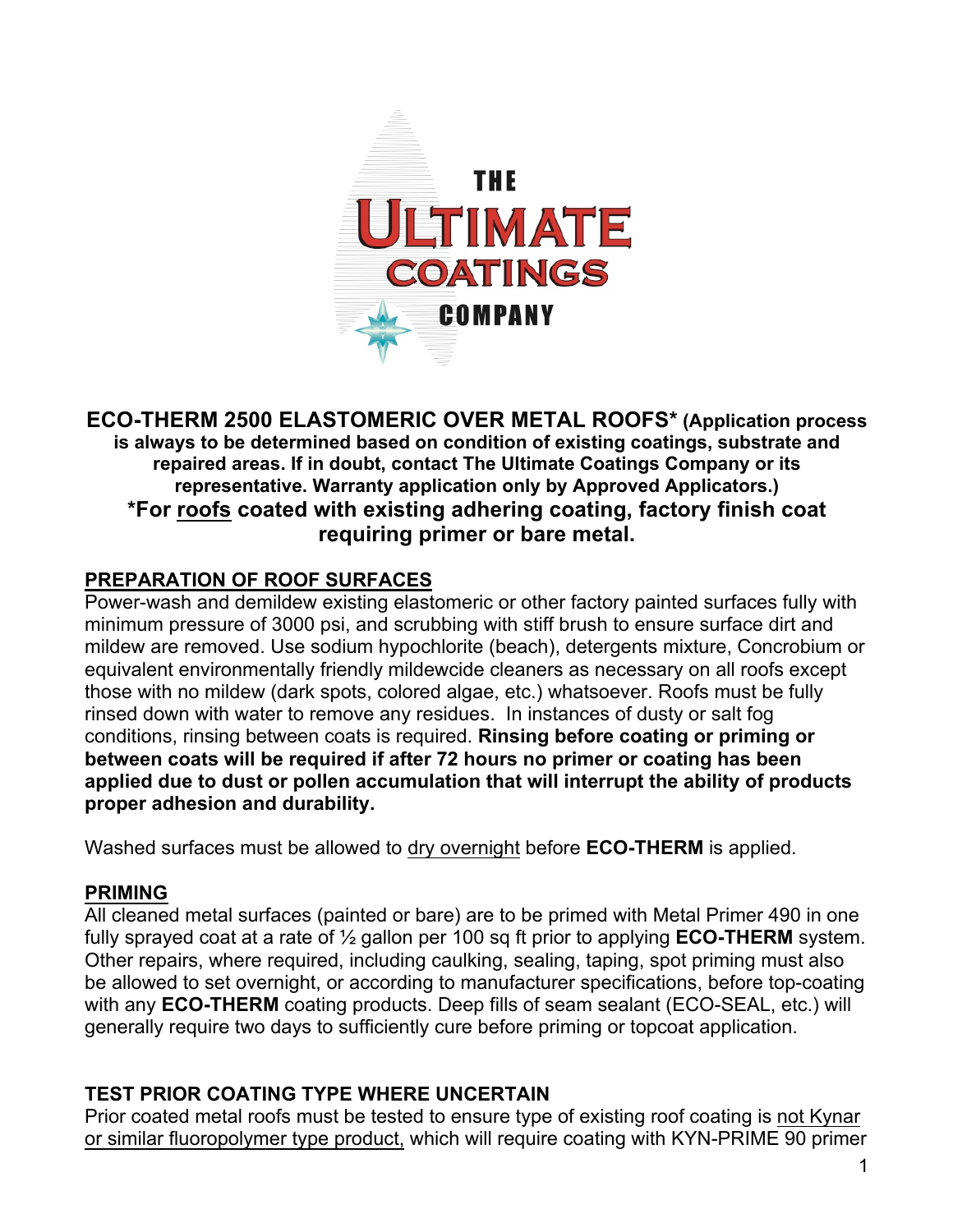THE ULTIMATE COATINGS COMPANY

**ECO-THERM 2500 ELASTOMERIC OVER METAL ROOFS* (Application process is always to be determined based on condition of existing coatings, substrate and repaired areas. If in doubt, contact The Ultimate Coatings Company or its representative. Warranty application only by Approved Applicators.)**

**\*For roofs coated with existing adhering coating, factory finish coat requiring primer or bare metal.**

## PREPARATION OF ROOF SURFACES

Power-wash and demildew existing elastomeric or other factory painted surfaces fully with minimum pressure of 3000 psi, and scrubbing with stiff brush to ensure surface dirt and mildew are removed. Use sodium hypochlorite (beach), detergents mixture, Concrobium or equivalent environmentally friendly mildewcide cleaners as necessary on all roofs except those with no mildew (dark spots, colored algae, etc.) whatsoever. Roofs must be fully rinsed down with water to remove any residues. In instances of dusty or salt fog conditions, rinsing between coats is required. **Rinsing before coating or priming or between coats will be required if after 72 hours no primer or coating has been applied due to dust or pollen accumulation that will interrupt the ability of products proper adhesion and durability.**

Washed surfaces must be allowed to dry overnight before **ECO-THERM** is applied.

## PRIMING

All cleaned metal surfaces (painted or bare) are to be primed with Metal Primer 490 in one fully sprayed coat at a rate of ½ gallon per 100 sq ft prior to applying **ECO-THERM** system. Other repairs, where required, including caulking, sealing, taping, spot priming must also be allowed to set overnight, or according to manufacturer specifications, before top-coating with any **ECO-THERM** coating products. Deep fills of seam sealant (ECO-SEAL, etc.) will generally require two days to sufficiently cure before priming or topcoat application.

## TEST PRIOR COATING TYPE WHERE UNCERTAIN

Prior coated metal roofs must be tested to ensure type of existing roof coating is not Kynar or similar fluoropolymer type product, which will require coating with KYN-PRIME 90 primer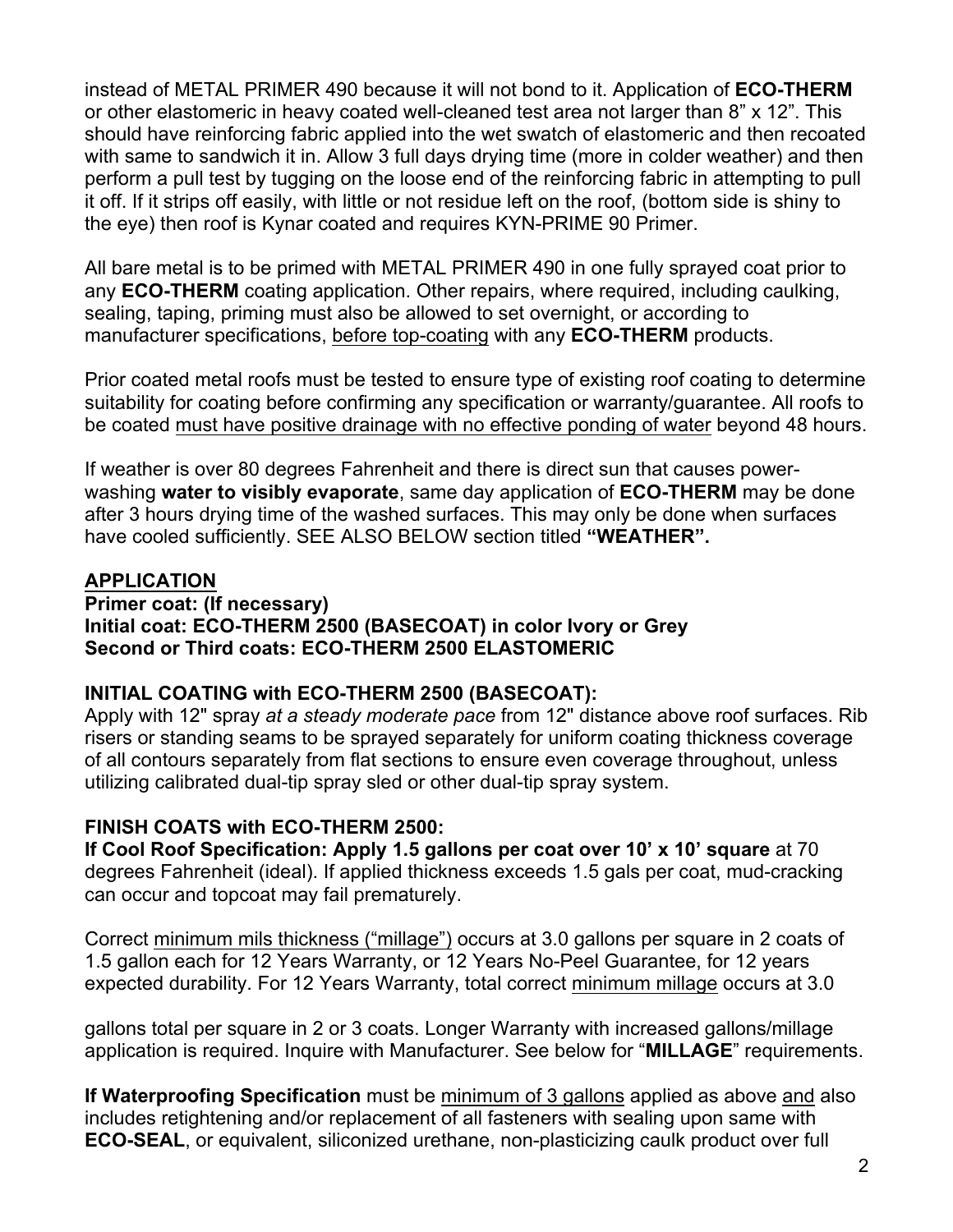instead of METAL PRIMER 490 because it will not bond to it. Application of **ECO-THERM** or other elastomeric in heavy coated well-cleaned test area not larger than 8" x 12". This should have reinforcing fabric applied into the wet swatch of elastomeric and then recoated with same to sandwich it in. Allow 3 full days drying time (more in colder weather) and then perform a pull test by tugging on the loose end of the reinforcing fabric in attempting to pull it off. If it strips off easily, with little or not residue left on the roof, (bottom side is shiny to the eye) then roof is Kynar coated and requires KYN-PRIME 90 Primer.

All bare metal is to be primed with METAL PRIMER 490 in one fully sprayed coat prior to any **ECO-THERM** coating application. Other repairs, where required, including caulking, sealing, taping, priming must also be allowed to set overnight, or according to manufacturer specifications, <u>before top-coating</u> with any **ECO-THERM** products.

Prior coated metal roofs must be tested to ensure type of existing roof coating to determine suitability for coating before confirming any specification or warranty/guarantee. All roofs to be coated <u>must have positive drainage with no effective ponding of water</u> beyond 48 hours.

If weather is over 80 degrees Fahrenheit and there is direct sun that causes power-washing **water to visibly evaporate**, same day application of **ECO-THERM** may be done after 3 hours drying time of the washed surfaces. This may only be done when surfaces have cooled sufficiently. SEE ALSO BELOW section titled **"WEATHER".**

## APPLICATION

**Primer coat: (If necessary)**
**Initial coat: ECO-THERM 2500 (BASECOAT) in color Ivory or Grey**
**Second or Third coats: ECO-THERM 2500 ELASTOMERIC**

### INITIAL COATING with ECO-THERM 2500 (BASECOAT):

Apply with 12" spray *at a steady moderate pace* from 12" distance above roof surfaces. Rib risers or standing seams to be sprayed separately for uniform coating thickness coverage of all contours separately from flat sections to ensure even coverage throughout, unless utilizing calibrated dual-tip spray sled or other dual-tip spray system.

### FINISH COATS with ECO-THERM 2500:

**If Cool Roof Specification: Apply 1.5 gallons per coat over 10' x 10' square** at 70 degrees Fahrenheit (ideal). If applied thickness exceeds 1.5 gals per coat, mud-cracking can occur and topcoat may fail prematurely.

Correct <u>minimum mils thickness ("millage")</u> occurs at 3.0 gallons per square in 2 coats of 1.5 gallon each for 12 Years Warranty, or 12 Years No-Peel Guarantee, for 12 years expected durability. For 12 Years Warranty, total correct <u>minimum millage</u> occurs at 3.0

gallons total per square in 2 or 3 coats. Longer Warranty with increased gallons/millage application is required. Inquire with Manufacturer. See below for "**MILLAGE**" requirements.

**If Waterproofing Specification** must be <u>minimum of 3 gallons</u> applied as above <u>and</u> also includes retightening and/or replacement of all fasteners with sealing upon same with **ECO-SEAL**, or equivalent, siliconized urethane, non-plasticizing caulk product over full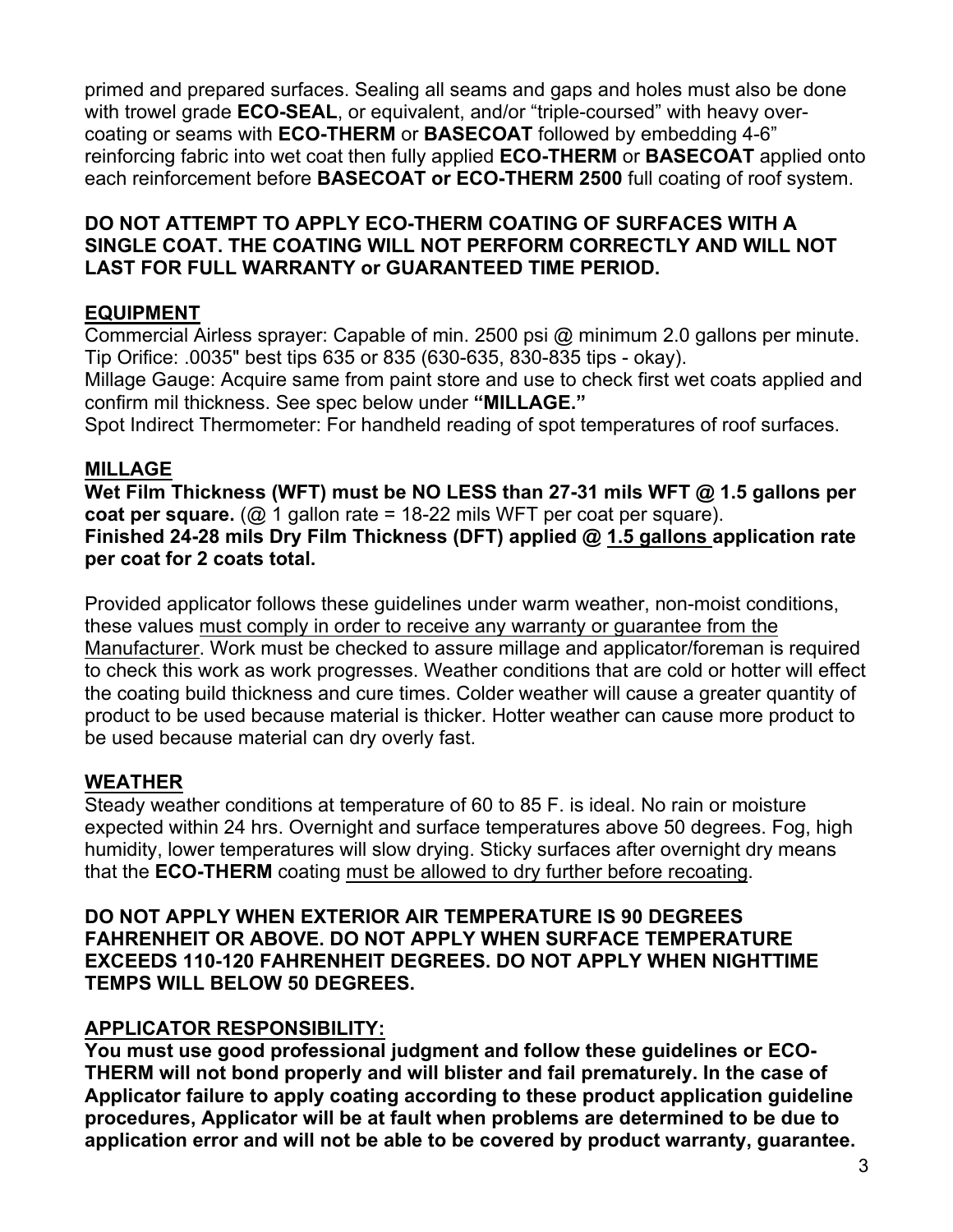primed and prepared surfaces. Sealing all seams and gaps and holes must also be done with trowel grade **ECO-SEAL**, or equivalent, and/or "triple-coursed" with heavy over-coating or seams with **ECO-THERM** or **BASECOAT** followed by embedding 4-6" reinforcing fabric into wet coat then fully applied **ECO-THERM** or **BASECOAT** applied onto each reinforcement before **BASECOAT or ECO-THERM 2500** full coating of roof system.

**DO NOT ATTEMPT TO APPLY ECO-THERM COATING OF SURFACES WITH A SINGLE COAT. THE COATING WILL NOT PERFORM CORRECTLY AND WILL NOT LAST FOR FULL WARRANTY or GUARANTEED TIME PERIOD.**

## EQUIPMENT

Commercial Airless sprayer: Capable of min. 2500 psi @ minimum 2.0 gallons per minute.
Tip Orifice: .0035" best tips 635 or 835 (630-635, 830-835 tips - okay).
Millage Gauge: Acquire same from paint store and use to check first wet coats applied and confirm mil thickness. See spec below under **"MILLAGE."**
Spot Indirect Thermometer: For handheld reading of spot temperatures of roof surfaces.

## MILLAGE

**Wet Film Thickness (WFT) must be NO LESS than 27-31 mils WFT @ 1.5 gallons per coat per square.** (@ 1 gallon rate = 18-22 mils WFT per coat per square).
**Finished 24-28 mils Dry Film Thickness (DFT) applied @ 1.5 gallons application rate per coat for 2 coats total.**

Provided applicator follows these guidelines under warm weather, non-moist conditions, these values must comply in order to receive any warranty or guarantee from the Manufacturer. Work must be checked to assure millage and applicator/foreman is required to check this work as work progresses. Weather conditions that are cold or hotter will effect the coating build thickness and cure times. Colder weather will cause a greater quantity of product to be used because material is thicker. Hotter weather can cause more product to be used because material can dry overly fast.

## WEATHER

Steady weather conditions at temperature of 60 to 85 F. is ideal. No rain or moisture expected within 24 hrs. Overnight and surface temperatures above 50 degrees. Fog, high humidity, lower temperatures will slow drying. Sticky surfaces after overnight dry means that the **ECO-THERM** coating must be allowed to dry further before recoating.

**DO NOT APPLY WHEN EXTERIOR AIR TEMPERATURE IS 90 DEGREES FAHRENHEIT OR ABOVE. DO NOT APPLY WHEN SURFACE TEMPERATURE EXCEEDS 110-120 FAHRENHEIT DEGREES. DO NOT APPLY WHEN NIGHTTIME TEMPS WILL BELOW 50 DEGREES.**

## APPLICATOR RESPONSIBILITY:

**You must use good professional judgment and follow these guidelines or ECO-THERM will not bond properly and will blister and fail prematurely. In the case of Applicator failure to apply coating according to these product application guideline procedures, Applicator will be at fault when problems are determined to be due to application error and will not be able to be covered by product warranty, guarantee.**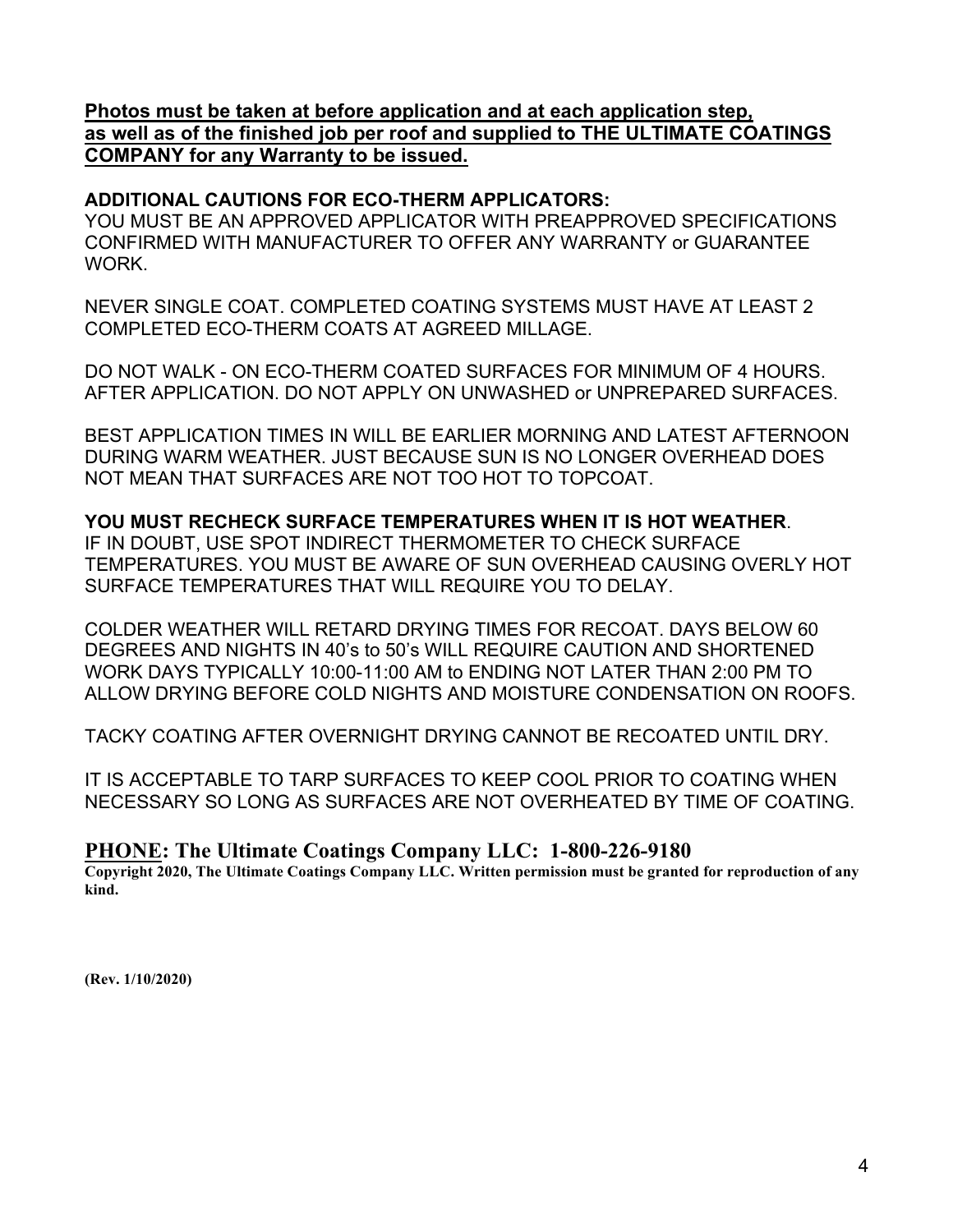**Photos must be taken at before application and at each application step, as well as of the finished job per roof and supplied to THE ULTIMATE COATINGS COMPANY for any Warranty to be issued.**

**ADDITIONAL CAUTIONS FOR ECO-THERM APPLICATORS:**
YOU MUST BE AN APPROVED APPLICATOR WITH PREAPPROVED SPECIFICATIONS CONFIRMED WITH MANUFACTURER TO OFFER ANY WARRANTY or GUARANTEE WORK.

NEVER SINGLE COAT. COMPLETED COATING SYSTEMS MUST HAVE AT LEAST 2 COMPLETED ECO-THERM COATS AT AGREED MILLAGE.

DO NOT WALK - ON ECO-THERM COATED SURFACES FOR MINIMUM OF 4 HOURS. AFTER APPLICATION. DO NOT APPLY ON UNWASHED or UNPREPARED SURFACES.

BEST APPLICATION TIMES IN WILL BE EARLIER MORNING AND LATEST AFTERNOON DURING WARM WEATHER. JUST BECAUSE SUN IS NO LONGER OVERHEAD DOES NOT MEAN THAT SURFACES ARE NOT TOO HOT TO TOPCOAT.

**YOU MUST RECHECK SURFACE TEMPERATURES WHEN IT IS HOT WEATHER**.
IF IN DOUBT, USE SPOT INDIRECT THERMOMETER TO CHECK SURFACE TEMPERATURES. YOU MUST BE AWARE OF SUN OVERHEAD CAUSING OVERLY HOT SURFACE TEMPERATURES THAT WILL REQUIRE YOU TO DELAY.

COLDER WEATHER WILL RETARD DRYING TIMES FOR RECOAT. DAYS BELOW 60 DEGREES AND NIGHTS IN 40's to 50's WILL REQUIRE CAUTION AND SHORTENED WORK DAYS TYPICALLY 10:00-11:00 AM to ENDING NOT LATER THAN 2:00 PM TO ALLOW DRYING BEFORE COLD NIGHTS AND MOISTURE CONDENSATION ON ROOFS.

TACKY COATING AFTER OVERNIGHT DRYING CANNOT BE RECOATED UNTIL DRY.

IT IS ACCEPTABLE TO TARP SURFACES TO KEEP COOL PRIOR TO COATING WHEN NECESSARY SO LONG AS SURFACES ARE NOT OVERHEATED BY TIME OF COATING.

## PHONE: The Ultimate Coatings Company LLC: 1-800-226-9180

**Copyright 2020, The Ultimate Coatings Company LLC. Written permission must be granted for reproduction of any kind.**

**(Rev. 1/10/2020)**